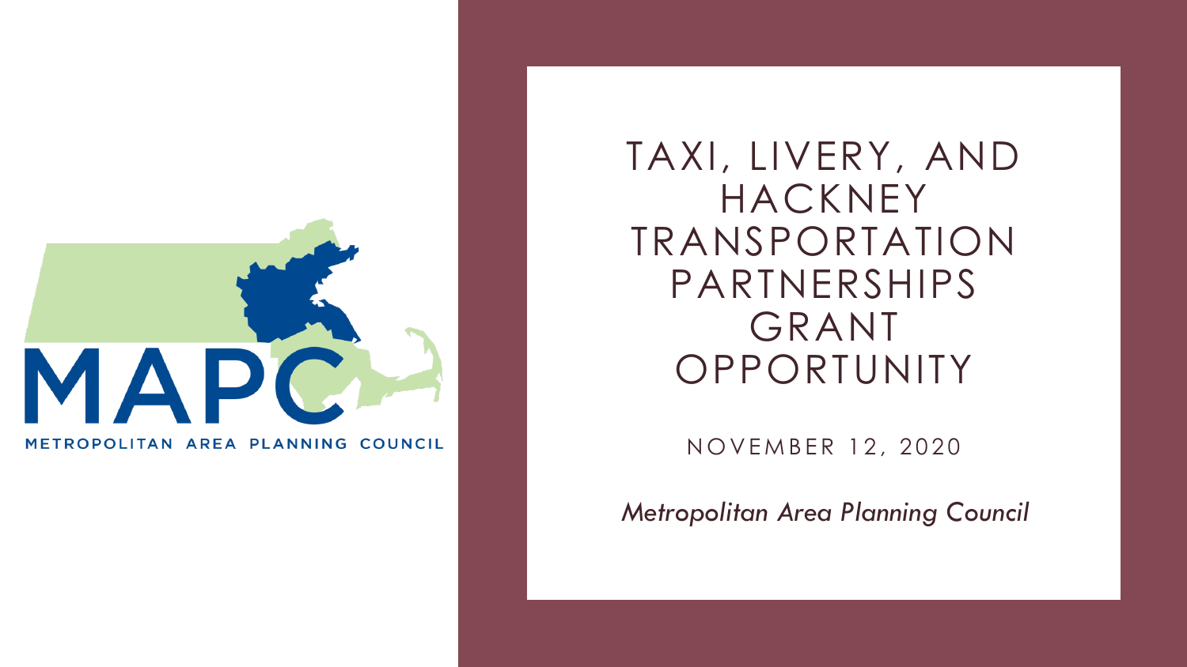MAPC

METROPOLITAN AREA PLANNING COUNCIL

# TAXI, LIVERY, AND HACKNEY TRANSPORTATION PARTNERSHIPS GRANT OPPORTUNITY

NOVEMBER 12, 2020

*Metropolitan Area Planning Council*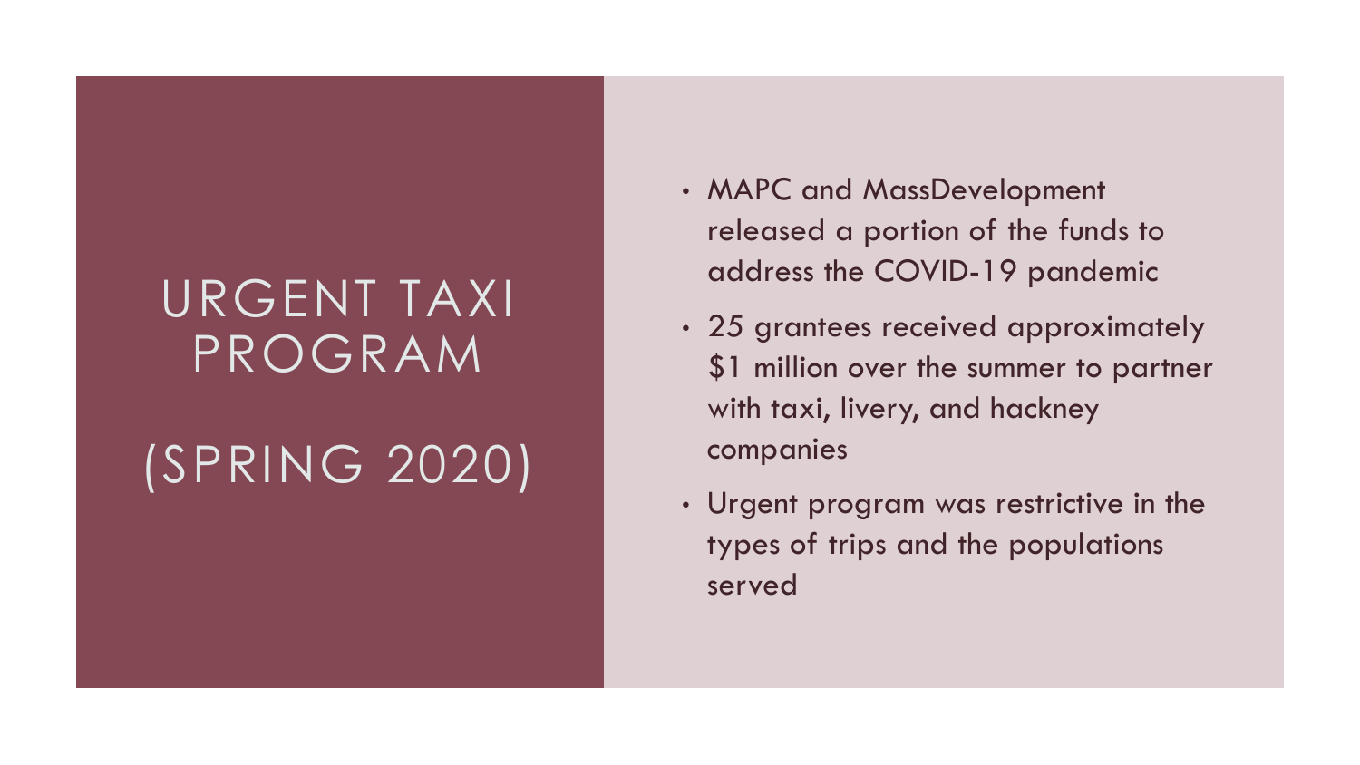# URGENT TAXI PROGRAM

# (SPRING 2020)

- MAPC and MassDevelopment released a portion of the funds to address the COVID-19 pandemic
- 25 grantees received approximately $1 million over the summer to partner with taxi, livery, and hackney companies
- Urgent program was restrictive in the types of trips and the populations served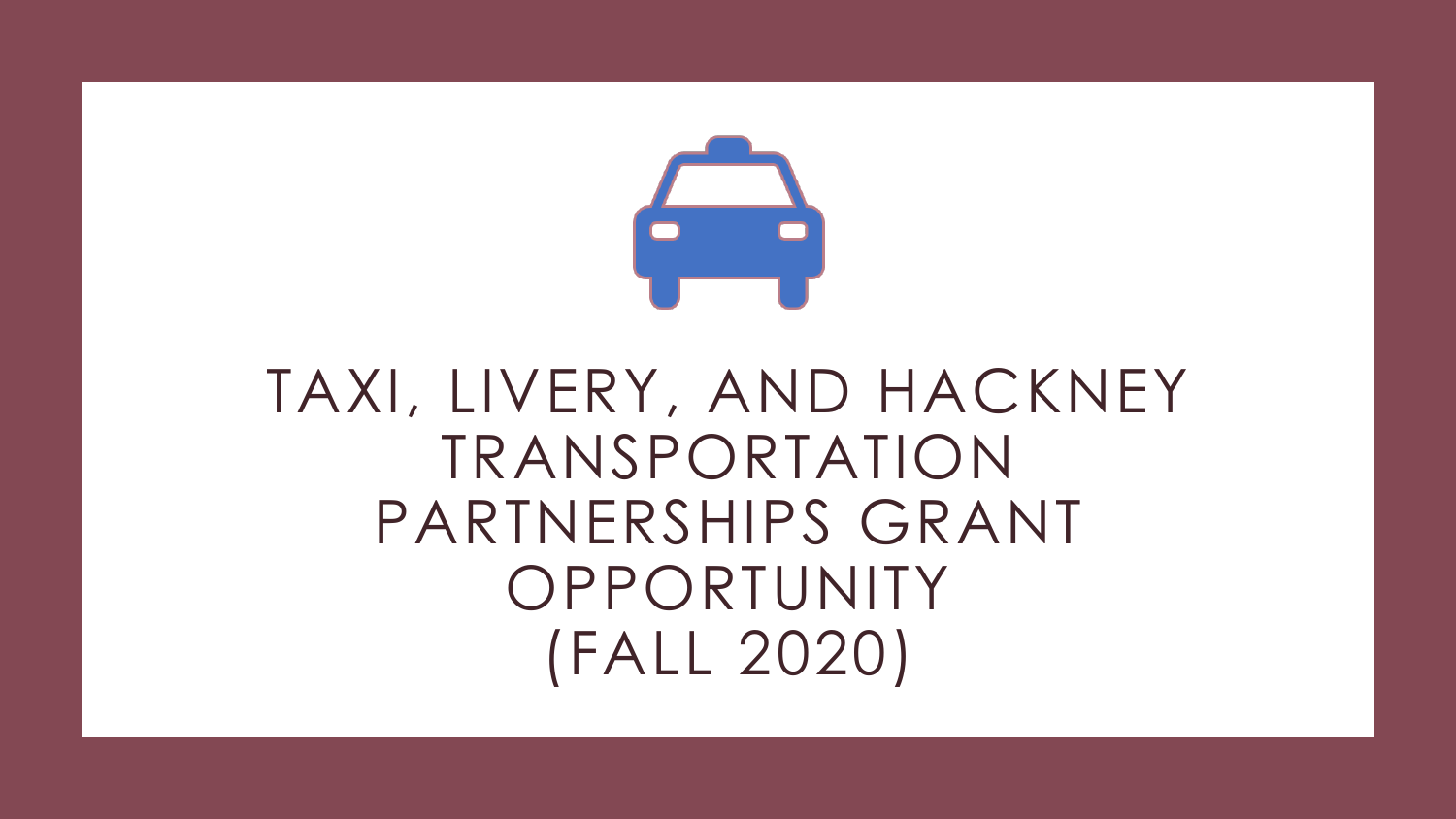# TAXI, LIVERY, AND HACKNEY TRANSPORTATION PARTNERSHIPS GRANT OPPORTUNITY (FALL 2020)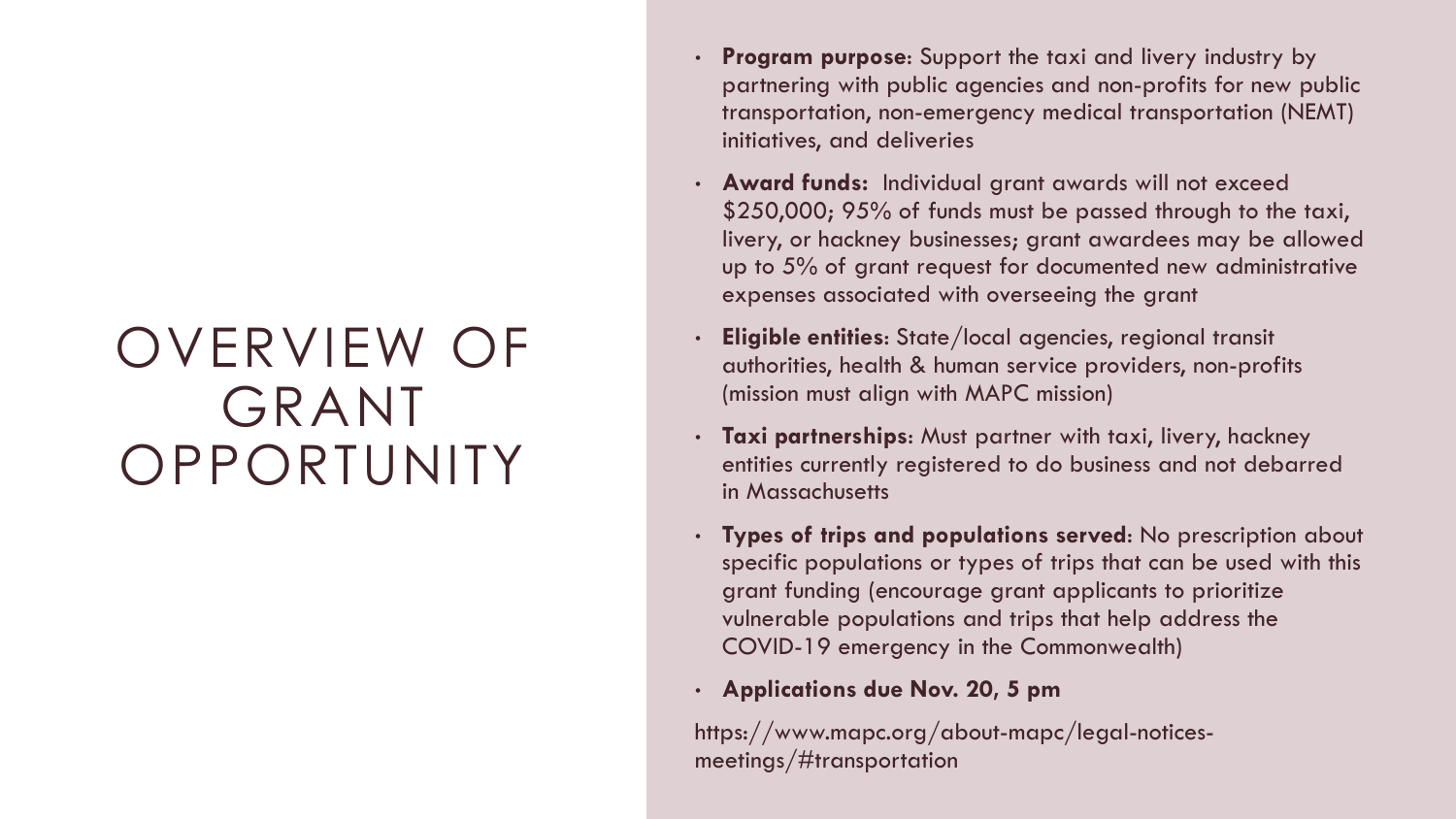# OVERVIEW OF GRANT OPPORTUNITY

- **Program purpose**: Support the taxi and livery industry by partnering with public agencies and non-profits for new public transportation, non-emergency medical transportation (NEMT) initiatives, and deliveries
- **Award funds:** Individual grant awards will not exceed $250,000; 95% of funds must be passed through to the taxi, livery, or hackney businesses; grant awardees may be allowed up to 5% of grant request for documented new administrative expenses associated with overseeing the grant
- **Eligible entities**: State/local agencies, regional transit authorities, health & human service providers, non-profits (mission must align with MAPC mission)
- **Taxi partnerships**: Must partner with taxi, livery, hackney entities currently registered to do business and not debarred in Massachusetts
- **Types of trips and populations served**: No prescription about specific populations or types of trips that can be used with this grant funding (encourage grant applicants to prioritize vulnerable populations and trips that help address the COVID-19 emergency in the Commonwealth)
- **Applications due Nov. 20, 5 pm**

https://www.mapc.org/about-mapc/legal-notices-meetings/#transportation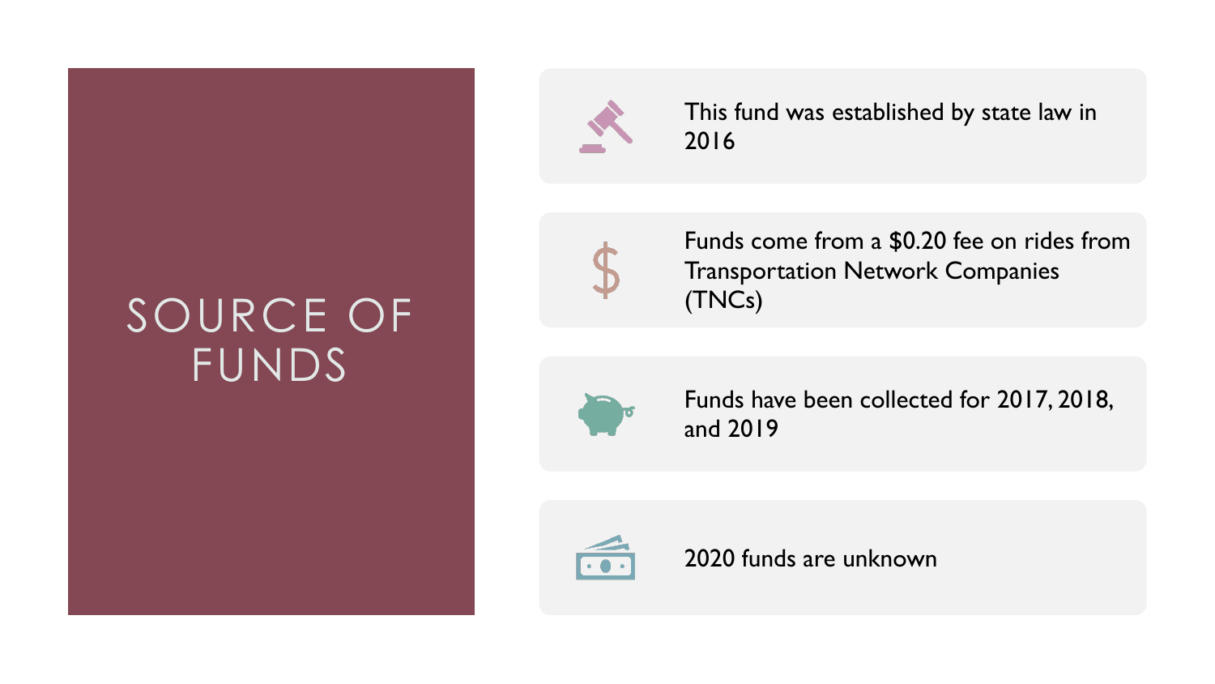# SOURCE OF FUNDS

- This fund was established by state law in 2016
- Funds come from a $0.20 fee on rides from Transportation Network Companies (TNCs)
- Funds have been collected for 2017, 2018, and 2019
- 2020 funds are unknown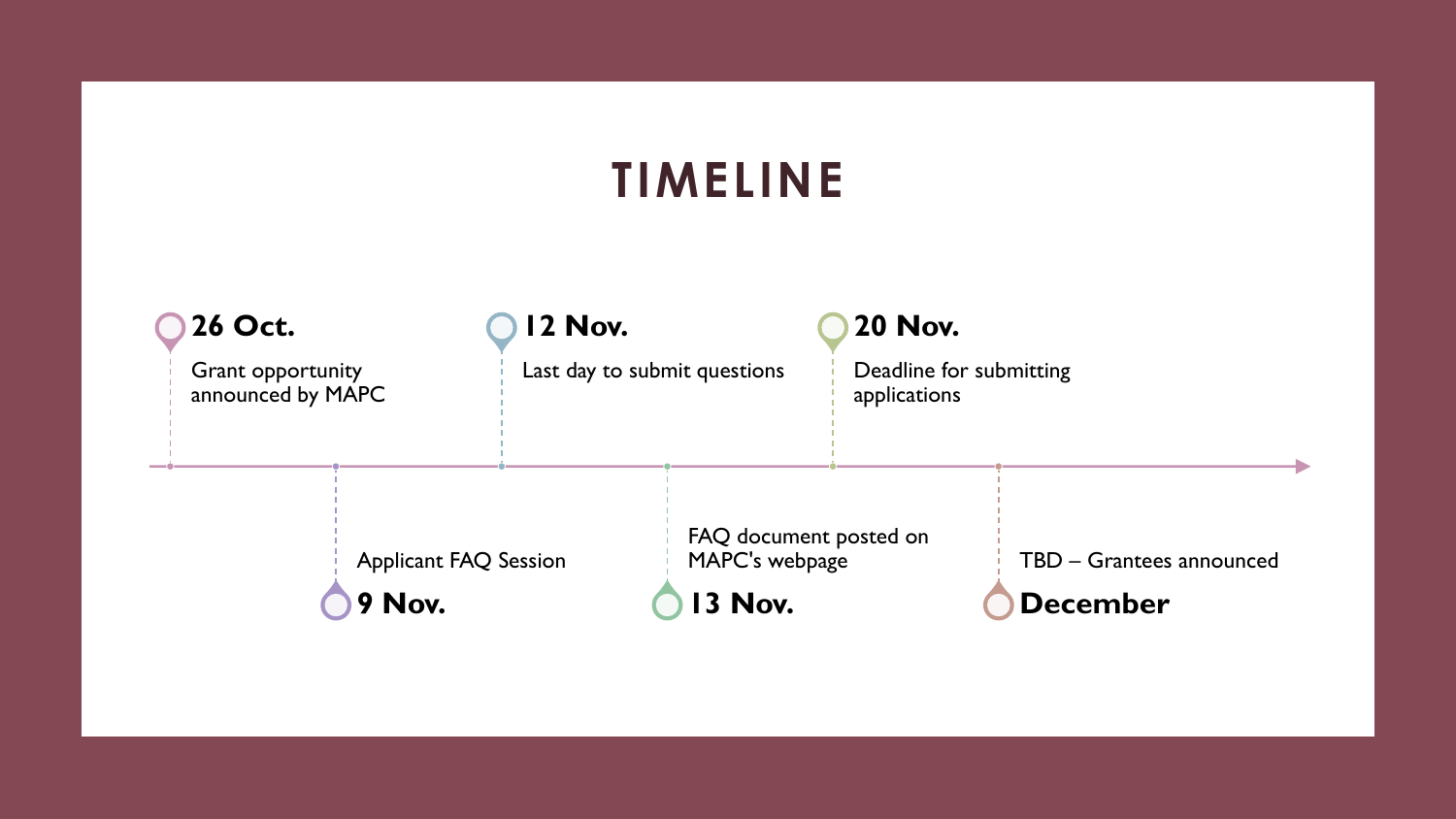# TIMELINE

- **26 Oct.** Grant opportunity announced by MAPC
- **9 Nov.** Applicant FAQ Session
- **12 Nov.** Last day to submit questions
- **13 Nov.** FAQ document posted on MAPC's webpage
- **20 Nov.** Deadline for submitting applications
- **December** TBD – Grantees announced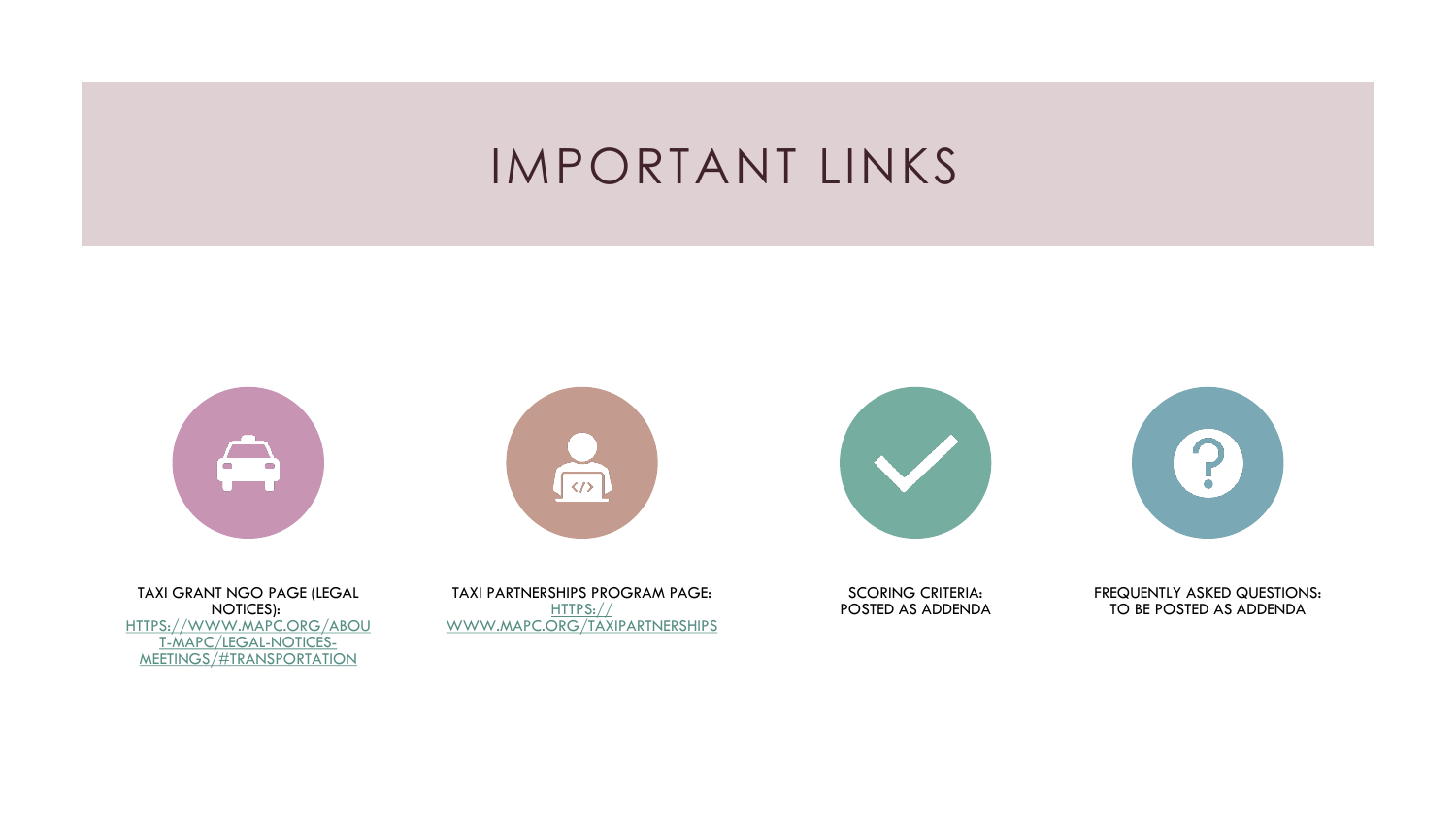# IMPORTANT LINKS

- TAXI GRANT NGO PAGE (LEGAL NOTICES): HTTPS://WWW.MAPC.ORG/ABOUT-MAPC/LEGAL-NOTICES-MEETINGS/#TRANSPORTATION
- TAXI PARTNERSHIPS PROGRAM PAGE: HTTPS://WWW.MAPC.ORG/TAXIPARTNERSHIPS
- SCORING CRITERIA: POSTED AS ADDENDA
- FREQUENTLY ASKED QUESTIONS: TO BE POSTED AS ADDENDA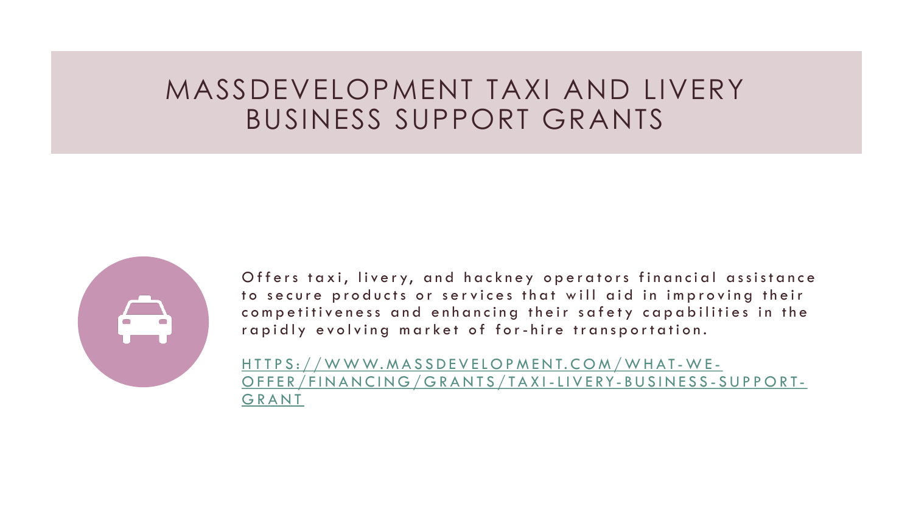# MASSDEVELOPMENT TAXI AND LIVERY BUSINESS SUPPORT GRANTS

Offers taxi, livery, and hackney operators financial assistance to secure products or services that will aid in improving their competitiveness and enhancing their safety capabilities in the rapidly evolving market of for-hire transportation.

[HTTPS://WWW.MASSDEVELOPMENT.COM/WHAT-WE-OFFER/FINANCING/GRANTS/TAXI-LIVERY-BUSINESS-SUPPORT-GRANT](https://www.massdevelopment.com/what-we-offer/financing/grants/taxi-livery-business-support-grant)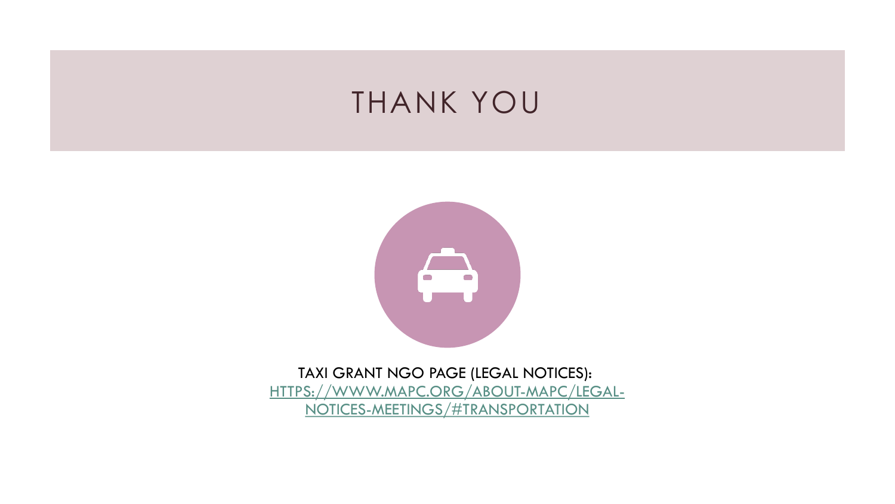# THANK YOU

TAXI GRANT NGO PAGE (LEGAL NOTICES):
[HTTPS://WWW.MAPC.ORG/ABOUT-MAPC/LEGAL-NOTICES-MEETINGS/#TRANSPORTATION](HTTPS://WWW.MAPC.ORG/ABOUT-MAPC/LEGAL-NOTICES-MEETINGS/#TRANSPORTATION)